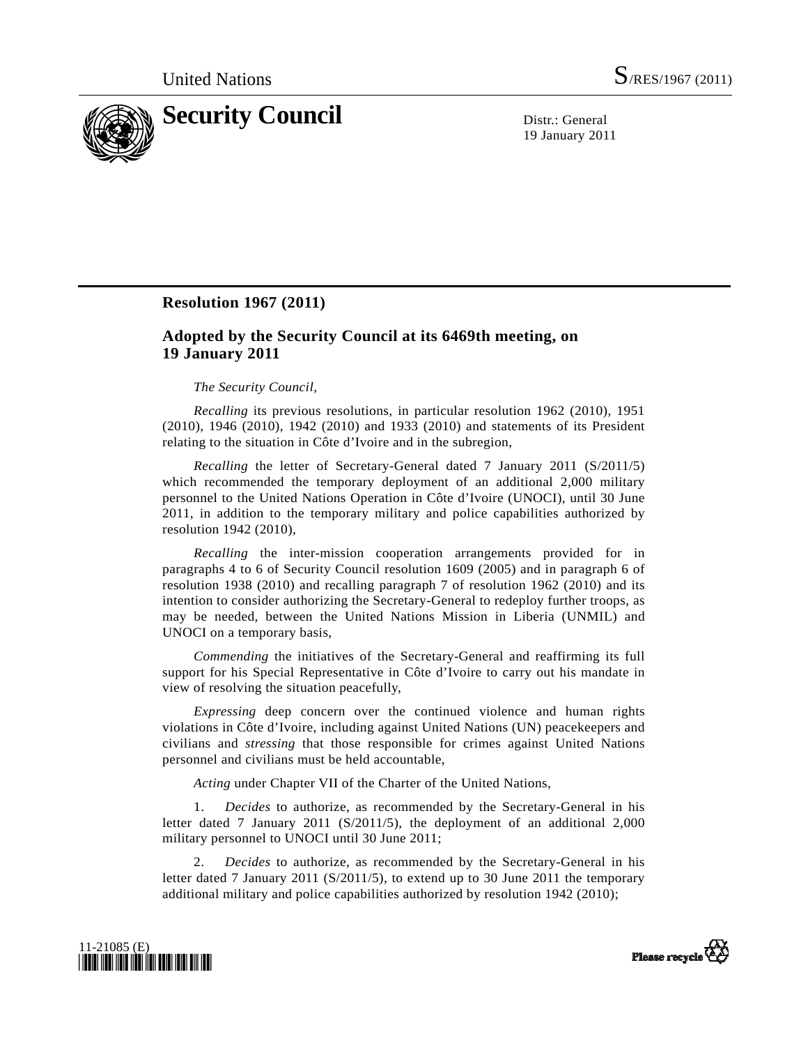United Nations S/RES/1967 (2011)

# Security Council

Distr.: General
19 January 2011

## Resolution 1967 (2011)

### Adopted by the Security Council at its 6469th meeting, on 19 January 2011

*The Security Council*,

*Recalling* its previous resolutions, in particular resolution 1962 (2010), 1951 (2010), 1946 (2010), 1942 (2010) and 1933 (2010) and statements of its President relating to the situation in Côte d'Ivoire and in the subregion,

*Recalling* the letter of Secretary-General dated 7 January 2011 (S/2011/5) which recommended the temporary deployment of an additional 2,000 military personnel to the United Nations Operation in Côte d'Ivoire (UNOCI), until 30 June 2011, in addition to the temporary military and police capabilities authorized by resolution 1942 (2010),

*Recalling* the inter-mission cooperation arrangements provided for in paragraphs 4 to 6 of Security Council resolution 1609 (2005) and in paragraph 6 of resolution 1938 (2010) and recalling paragraph 7 of resolution 1962 (2010) and its intention to consider authorizing the Secretary-General to redeploy further troops, as may be needed, between the United Nations Mission in Liberia (UNMIL) and UNOCI on a temporary basis,

*Commending* the initiatives of the Secretary-General and reaffirming its full support for his Special Representative in Côte d'Ivoire to carry out his mandate in view of resolving the situation peacefully,

*Expressing* deep concern over the continued violence and human rights violations in Côte d'Ivoire, including against United Nations (UN) peacekeepers and civilians and *stressing* that those responsible for crimes against United Nations personnel and civilians must be held accountable,

*Acting* under Chapter VII of the Charter of the United Nations,

1. *Decides* to authorize, as recommended by the Secretary-General in his letter dated 7 January 2011 (S/2011/5), the deployment of an additional 2,000 military personnel to UNOCI until 30 June 2011;

2. *Decides* to authorize, as recommended by the Secretary-General in his letter dated 7 January 2011 (S/2011/5), to extend up to 30 June 2011 the temporary additional military and police capabilities authorized by resolution 1942 (2010);

11-21085 (E)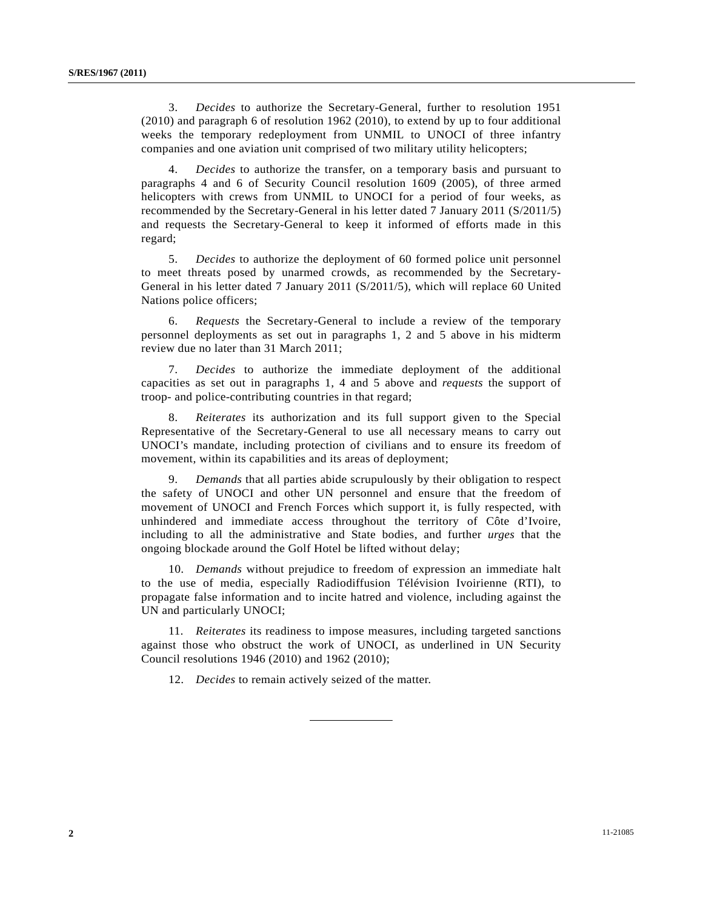3. *Decides* to authorize the Secretary-General, further to resolution 1951 (2010) and paragraph 6 of resolution 1962 (2010), to extend by up to four additional weeks the temporary redeployment from UNMIL to UNOCI of three infantry companies and one aviation unit comprised of two military utility helicopters;

4. *Decides* to authorize the transfer, on a temporary basis and pursuant to paragraphs 4 and 6 of Security Council resolution 1609 (2005), of three armed helicopters with crews from UNMIL to UNOCI for a period of four weeks, as recommended by the Secretary-General in his letter dated 7 January 2011 (S/2011/5) and requests the Secretary-General to keep it informed of efforts made in this regard;

5. *Decides* to authorize the deployment of 60 formed police unit personnel to meet threats posed by unarmed crowds, as recommended by the Secretary-General in his letter dated 7 January 2011 (S/2011/5), which will replace 60 United Nations police officers;

6. *Requests* the Secretary-General to include a review of the temporary personnel deployments as set out in paragraphs 1, 2 and 5 above in his midterm review due no later than 31 March 2011;

7. *Decides* to authorize the immediate deployment of the additional capacities as set out in paragraphs 1, 4 and 5 above and *requests* the support of troop- and police-contributing countries in that regard;

8. *Reiterates* its authorization and its full support given to the Special Representative of the Secretary-General to use all necessary means to carry out UNOCI's mandate, including protection of civilians and to ensure its freedom of movement, within its capabilities and its areas of deployment;

9. *Demands* that all parties abide scrupulously by their obligation to respect the safety of UNOCI and other UN personnel and ensure that the freedom of movement of UNOCI and French Forces which support it, is fully respected, with unhindered and immediate access throughout the territory of Côte d'Ivoire, including to all the administrative and State bodies, and further *urges* that the ongoing blockade around the Golf Hotel be lifted without delay;

10. *Demands* without prejudice to freedom of expression an immediate halt to the use of media, especially Radiodiffusion Télévision Ivoirienne (RTI), to propagate false information and to incite hatred and violence, including against the UN and particularly UNOCI;

11. *Reiterates* its readiness to impose measures, including targeted sanctions against those who obstruct the work of UNOCI, as underlined in UN Security Council resolutions 1946 (2010) and 1962 (2010);

12. *Decides* to remain actively seized of the matter.